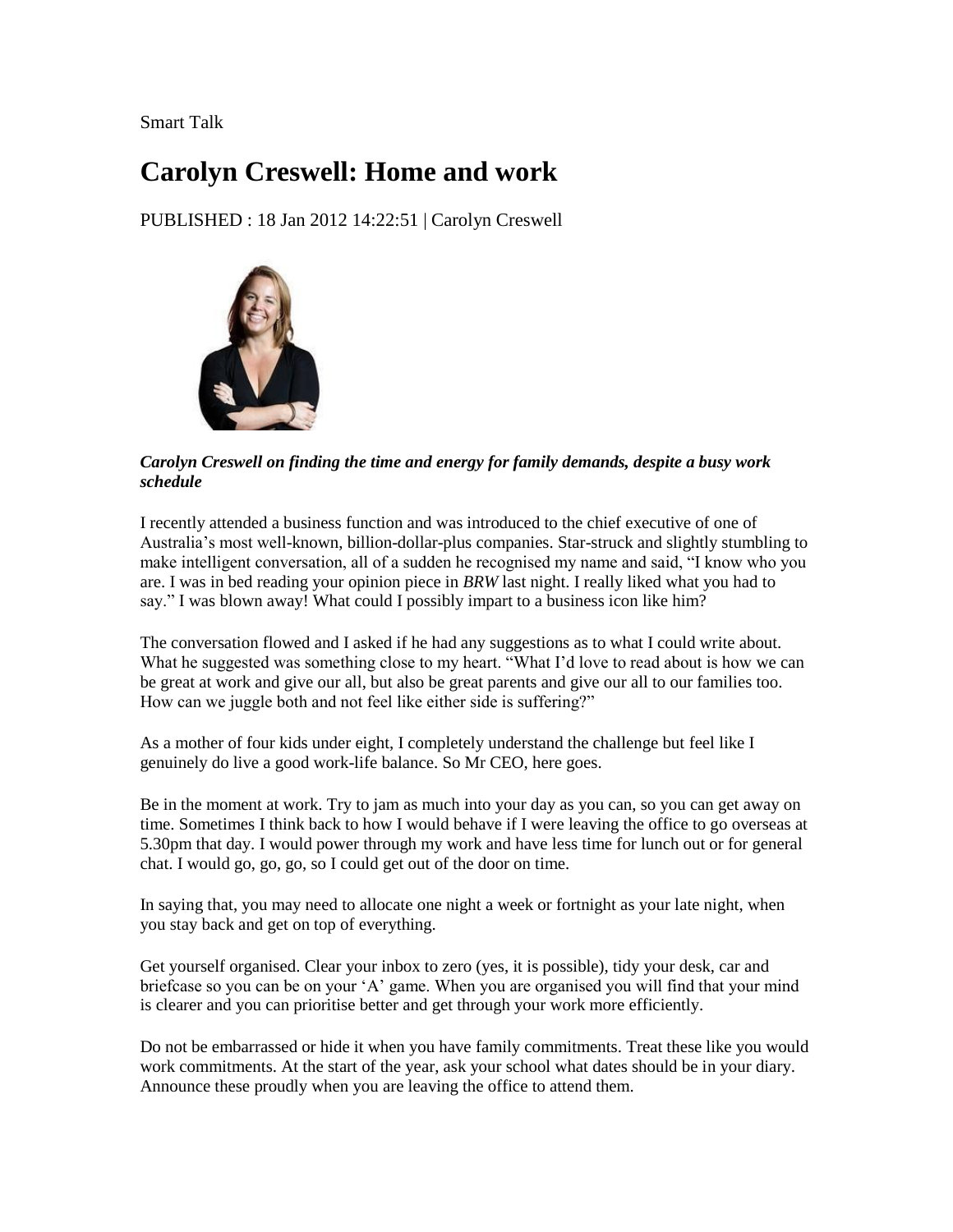Smart Talk

# Carolyn Creswell: Home and work

PUBLISHED : 18 Jan 2012 14:22:51 | Carolyn Creswell

***Carolyn Creswell on finding the time and energy for family demands, despite a busy work schedule***

I recently attended a business function and was introduced to the chief executive of one of Australia's most well-known, billion-dollar-plus companies. Star-struck and slightly stumbling to make intelligent conversation, all of a sudden he recognised my name and said, "I know who you are. I was in bed reading your opinion piece in *BRW* last night. I really liked what you had to say." I was blown away! What could I possibly impart to a business icon like him?

The conversation flowed and I asked if he had any suggestions as to what I could write about. What he suggested was something close to my heart. "What I'd love to read about is how we can be great at work and give our all, but also be great parents and give our all to our families too. How can we juggle both and not feel like either side is suffering?"

As a mother of four kids under eight, I completely understand the challenge but feel like I genuinely do live a good work-life balance. So Mr CEO, here goes.

Be in the moment at work. Try to jam as much into your day as you can, so you can get away on time. Sometimes I think back to how I would behave if I were leaving the office to go overseas at 5.30pm that day. I would power through my work and have less time for lunch out or for general chat. I would go, go, go, so I could get out of the door on time.

In saying that, you may need to allocate one night a week or fortnight as your late night, when you stay back and get on top of everything.

Get yourself organised. Clear your inbox to zero (yes, it is possible), tidy your desk, car and briefcase so you can be on your 'A' game. When you are organised you will find that your mind is clearer and you can prioritise better and get through your work more efficiently.

Do not be embarrassed or hide it when you have family commitments. Treat these like you would work commitments. At the start of the year, ask your school what dates should be in your diary. Announce these proudly when you are leaving the office to attend them.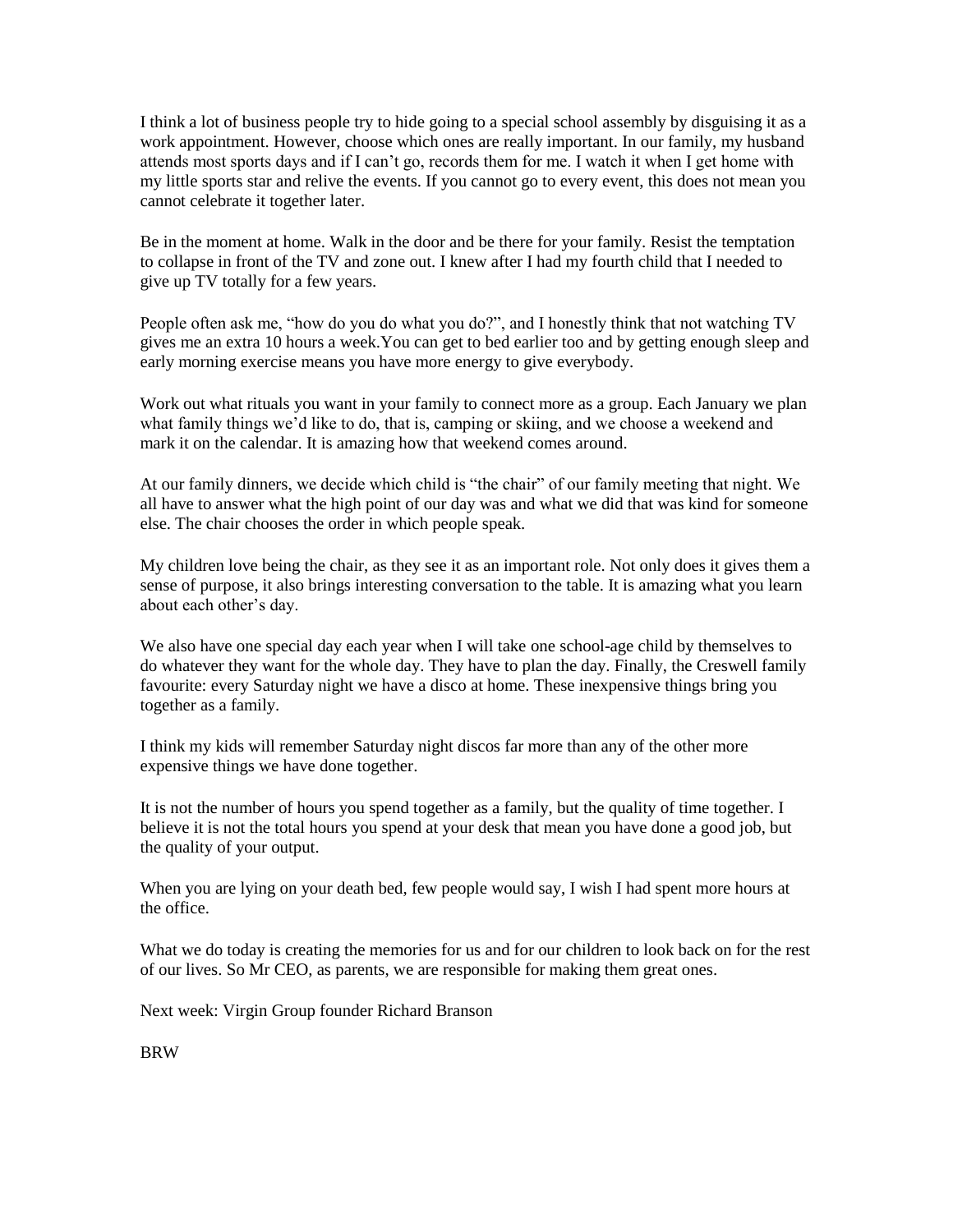I think a lot of business people try to hide going to a special school assembly by disguising it as a work appointment. However, choose which ones are really important. In our family, my husband attends most sports days and if I can't go, records them for me. I watch it when I get home with my little sports star and relive the events. If you cannot go to every event, this does not mean you cannot celebrate it together later.

Be in the moment at home. Walk in the door and be there for your family. Resist the temptation to collapse in front of the TV and zone out. I knew after I had my fourth child that I needed to give up TV totally for a few years.

People often ask me, "how do you do what you do?", and I honestly think that not watching TV gives me an extra 10 hours a week.You can get to bed earlier too and by getting enough sleep and early morning exercise means you have more energy to give everybody.

Work out what rituals you want in your family to connect more as a group. Each January we plan what family things we'd like to do, that is, camping or skiing, and we choose a weekend and mark it on the calendar. It is amazing how that weekend comes around.

At our family dinners, we decide which child is "the chair" of our family meeting that night. We all have to answer what the high point of our day was and what we did that was kind for someone else. The chair chooses the order in which people speak.

My children love being the chair, as they see it as an important role. Not only does it gives them a sense of purpose, it also brings interesting conversation to the table. It is amazing what you learn about each other's day.

We also have one special day each year when I will take one school-age child by themselves to do whatever they want for the whole day. They have to plan the day. Finally, the Creswell family favourite: every Saturday night we have a disco at home. These inexpensive things bring you together as a family.

I think my kids will remember Saturday night discos far more than any of the other more expensive things we have done together.

It is not the number of hours you spend together as a family, but the quality of time together. I believe it is not the total hours you spend at your desk that mean you have done a good job, but the quality of your output.

When you are lying on your death bed, few people would say, I wish I had spent more hours at the office.

What we do today is creating the memories for us and for our children to look back on for the rest of our lives. So Mr CEO, as parents, we are responsible for making them great ones.

Next week: Virgin Group founder Richard Branson

BRW